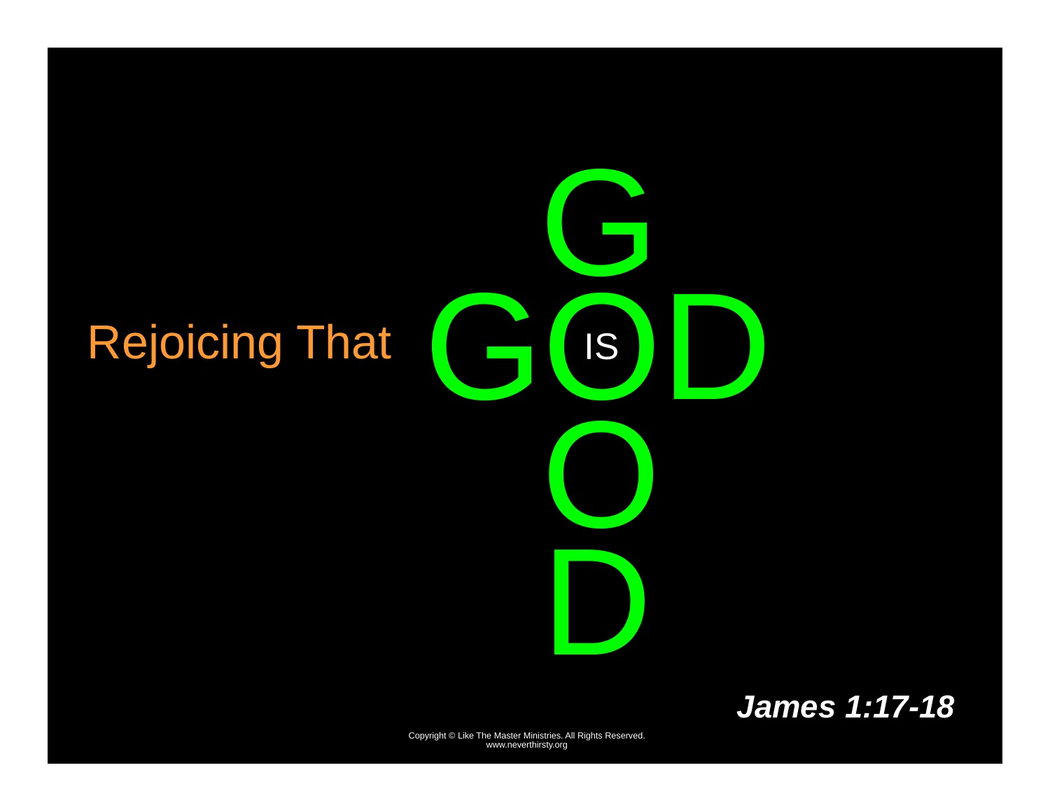# Rejoicing That GOD IS GOOD

***James 1:17-18***

Copyright © Like The Master Ministries. All Rights Reserved.
www.neverthirsty.org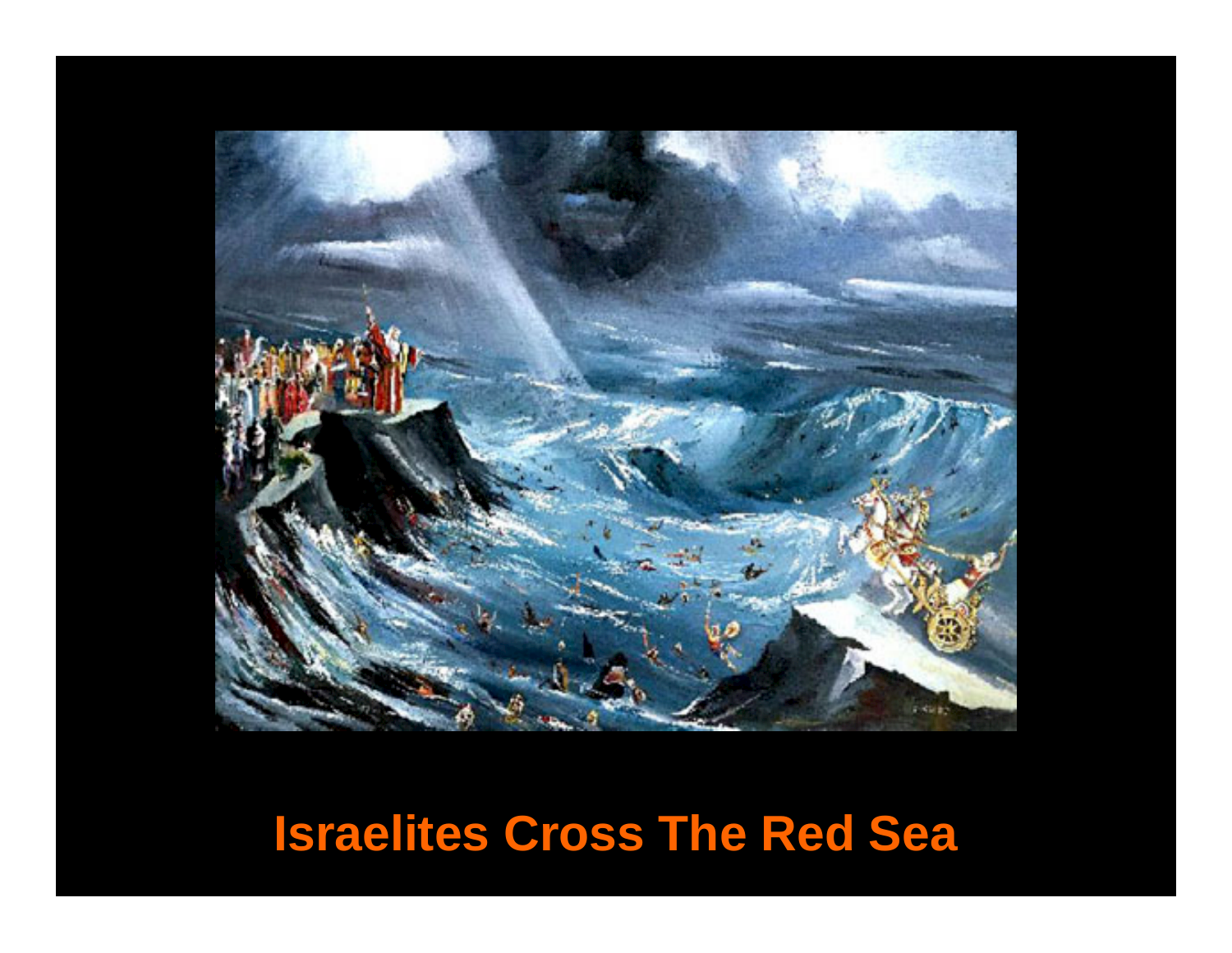Israelites Cross The Red Sea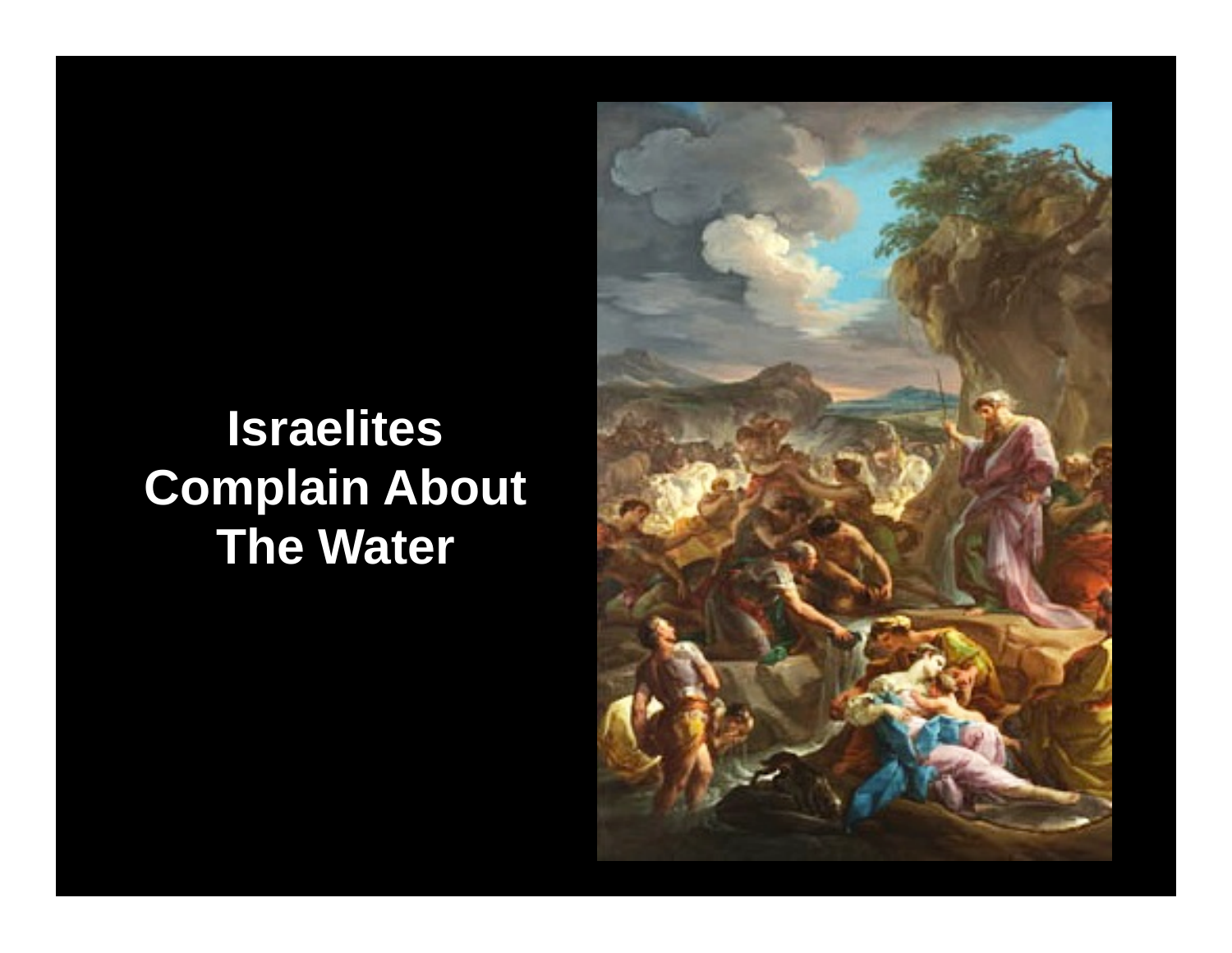# Israelites Complain About The Water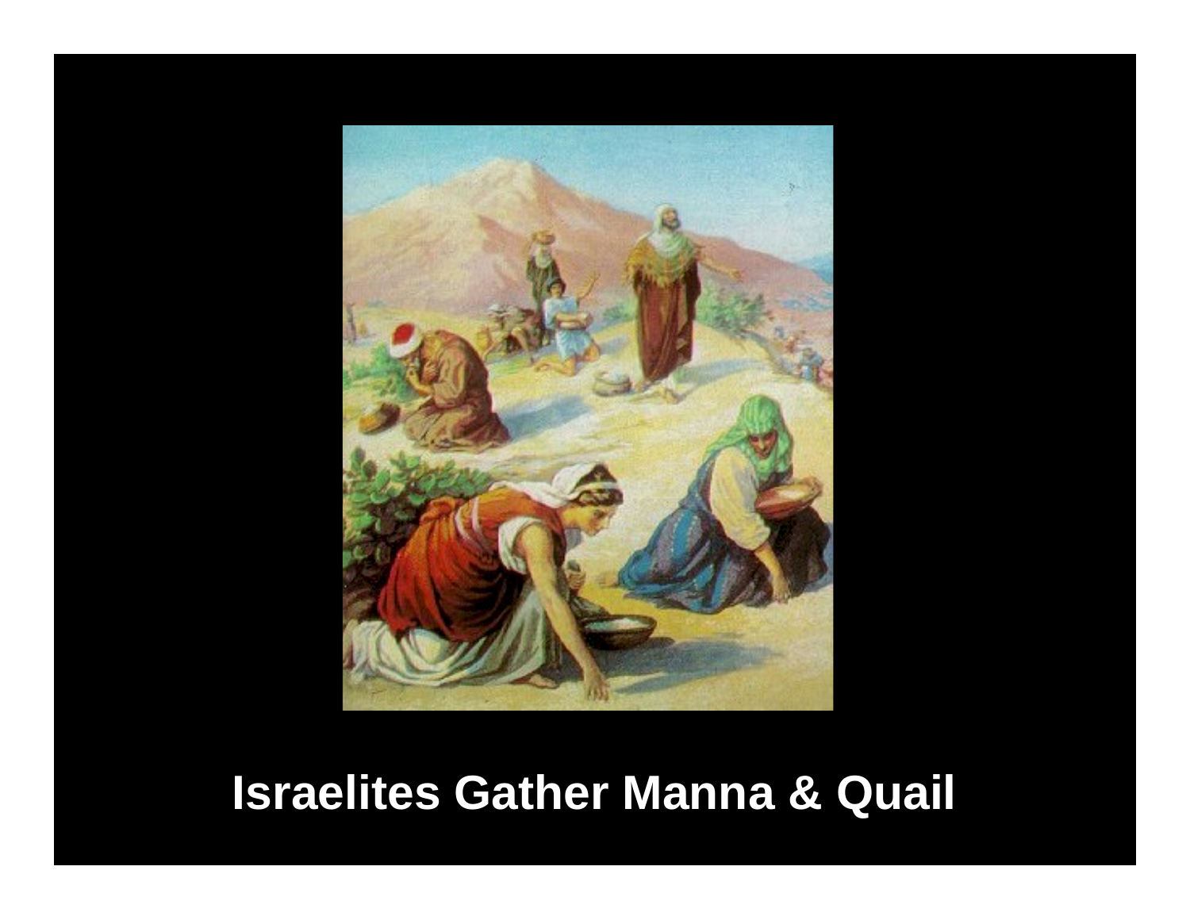**Israelites Gather Manna & Quail**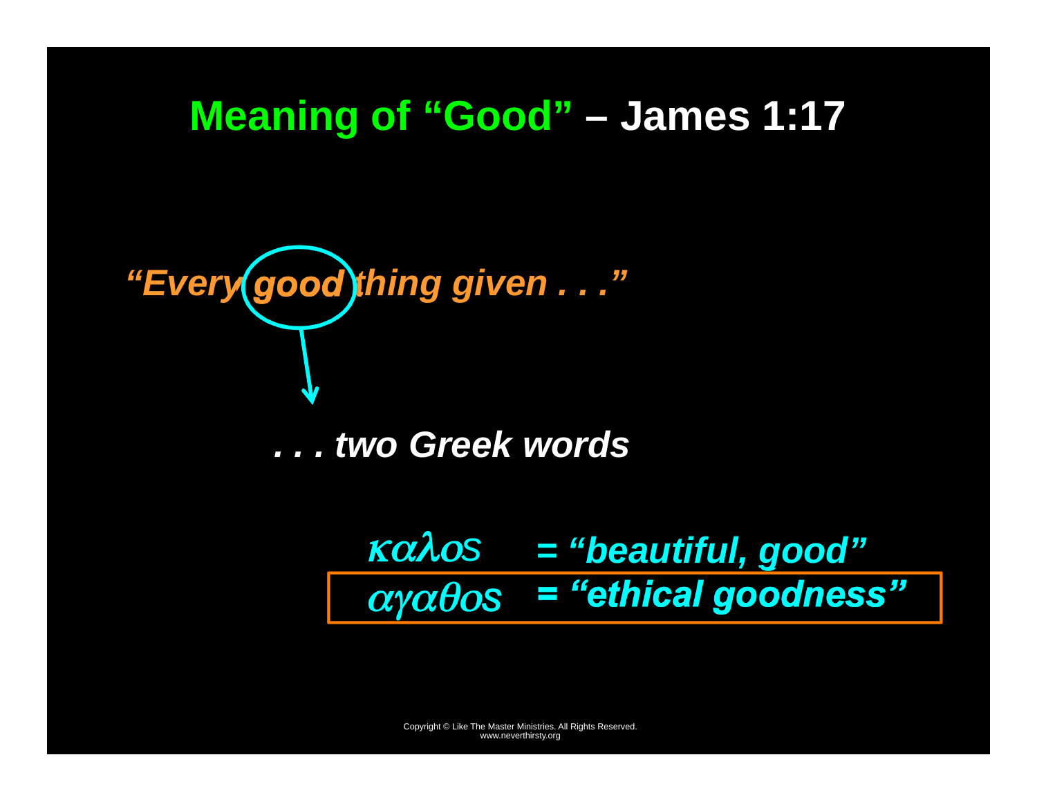# Meaning of "Good" – James 1:17

*"Every **good** thing given . . ."*

*. . . two Greek words*

| | |
|---|---|
| $\kappa\alpha\lambda o s$ | = *"beautiful, good"* |
| $\alpha\gamma\alpha\theta o s$ | = *"ethical goodness"* |

Copyright © Like The Master Ministries. All Rights Reserved.
www.neverthirsty.org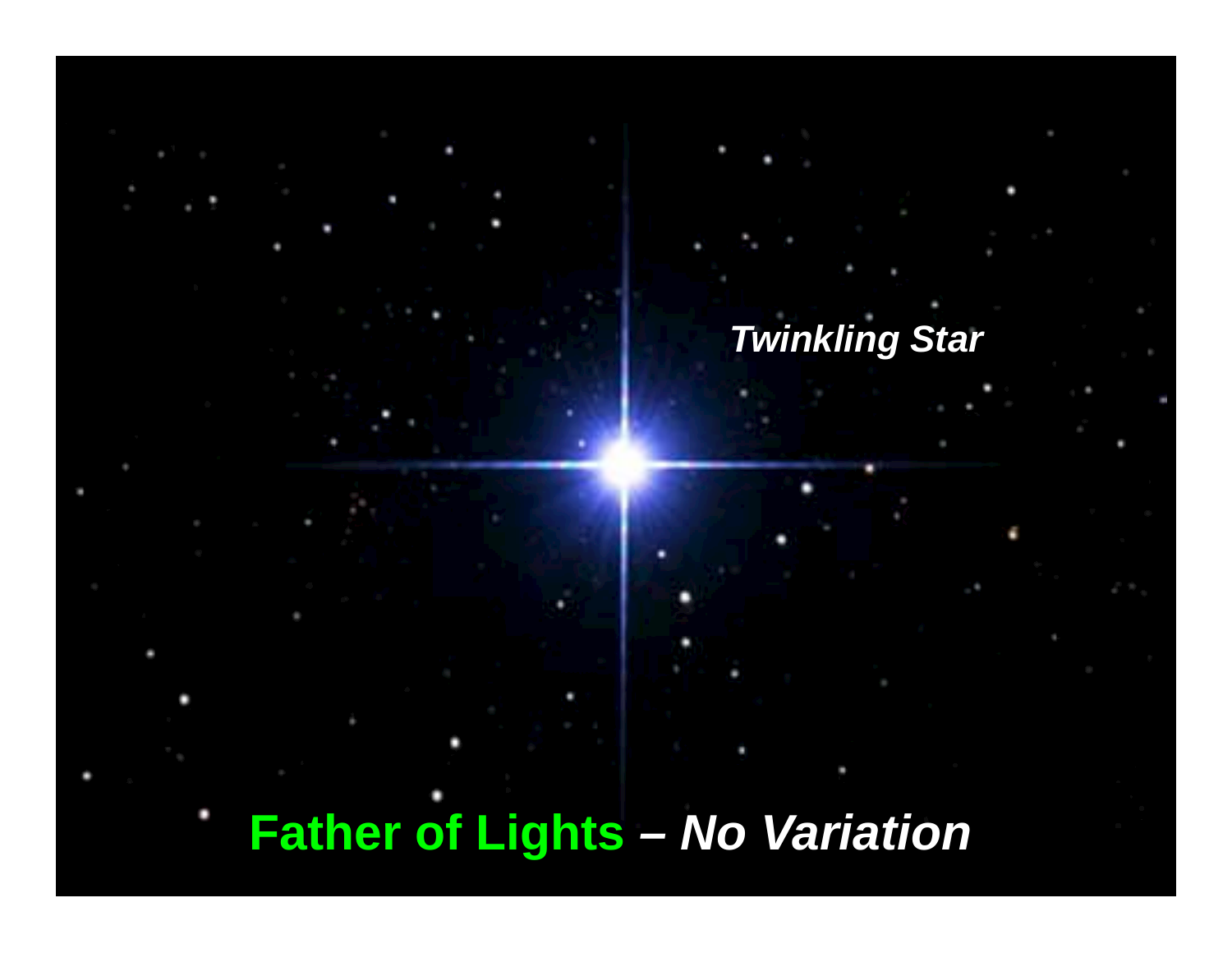Twinkling Star

**Father of Lights** – ***No Variation***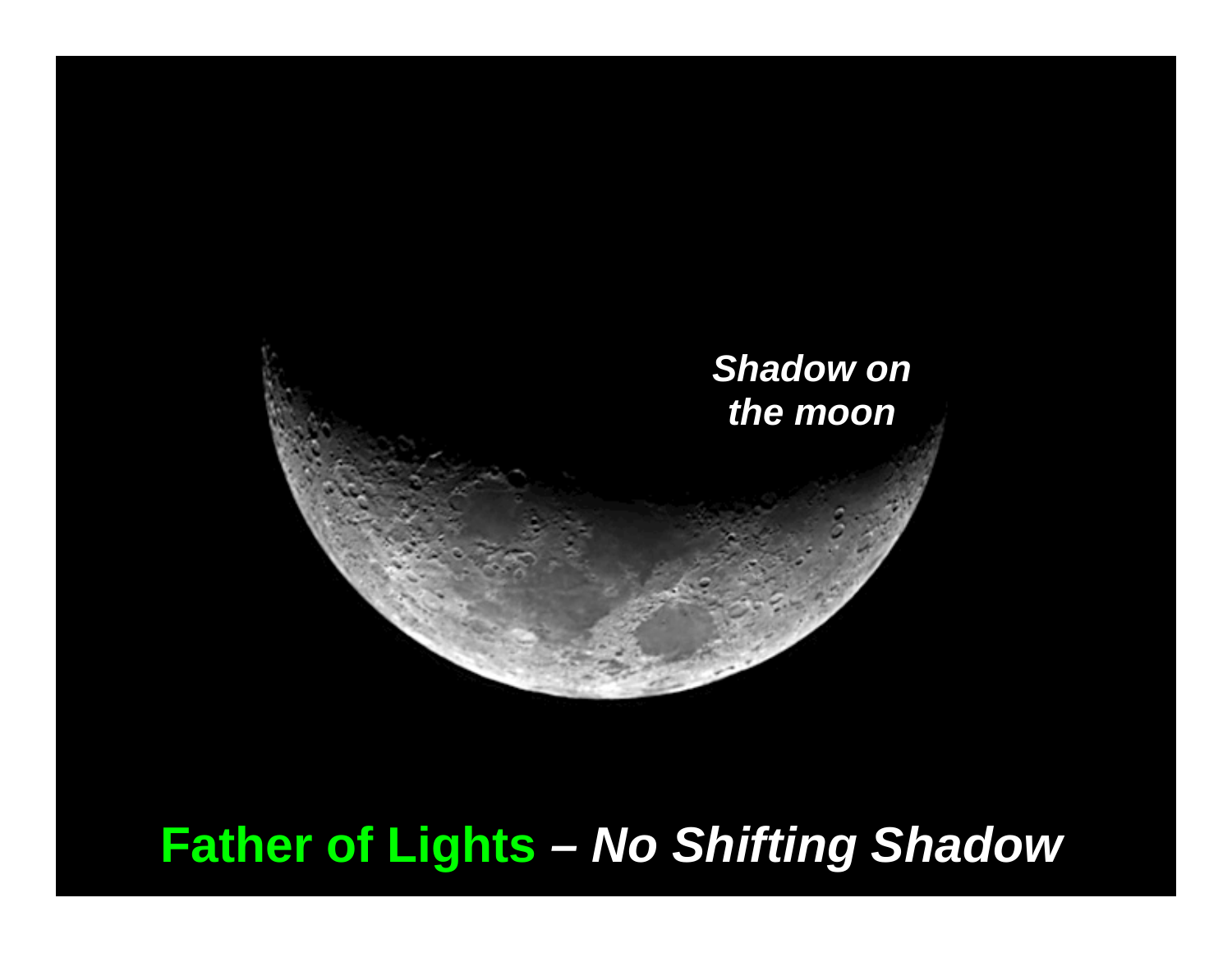*Shadow on the moon*

**Father of Lights** – ***No Shifting Shadow***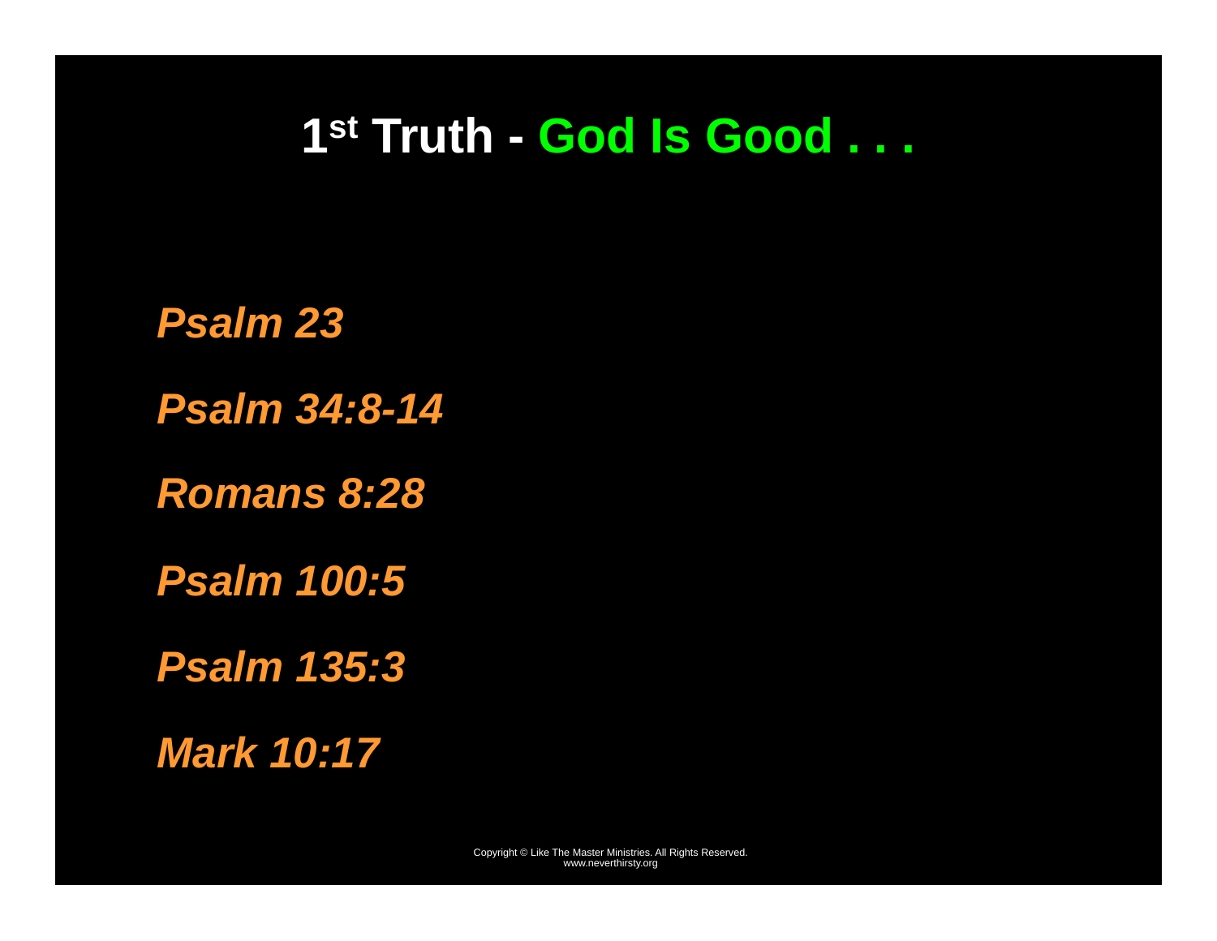# 1st Truth - God Is Good . . .

***Psalm 23***

***Psalm 34:8-14***

***Romans 8:28***

***Psalm 100:5***

***Psalm 135:3***

***Mark 10:17***

Copyright © Like The Master Ministries. All Rights Reserved.
www.neverthirsty.org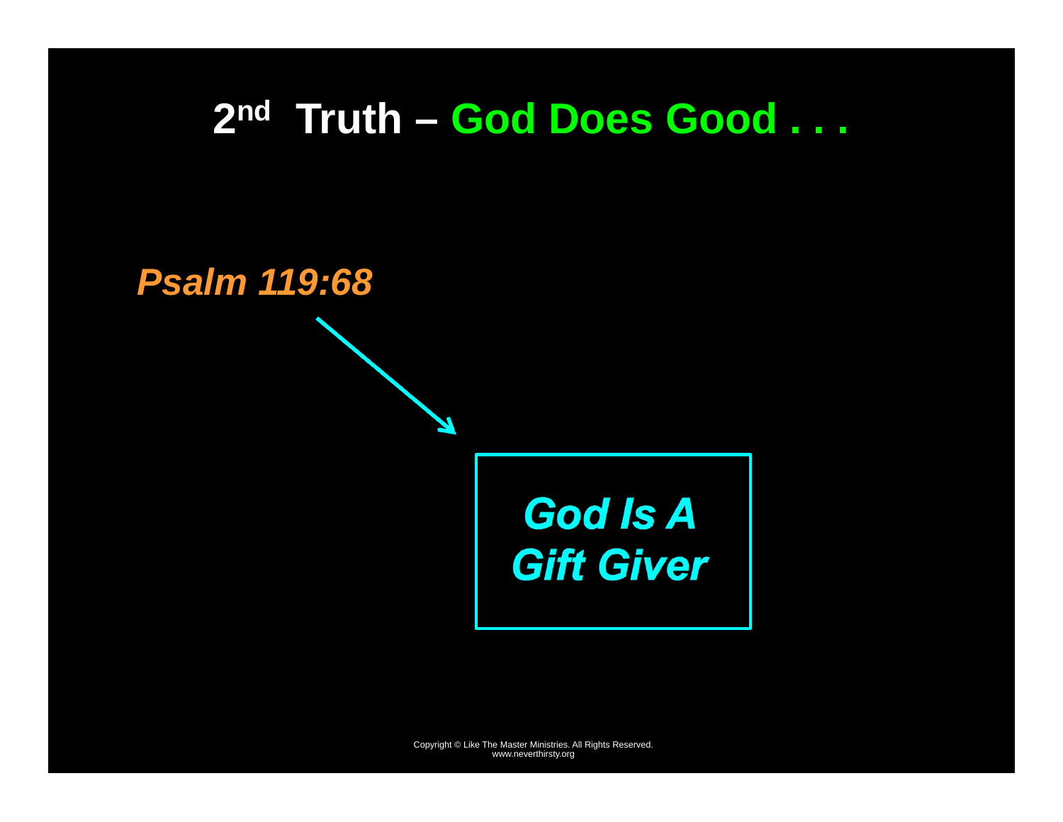# 2nd Truth – God Does Good . . .

*Psalm 119:68*

***God Is A Gift Giver***

Copyright © Like The Master Ministries. All Rights Reserved.
www.neverthirsty.org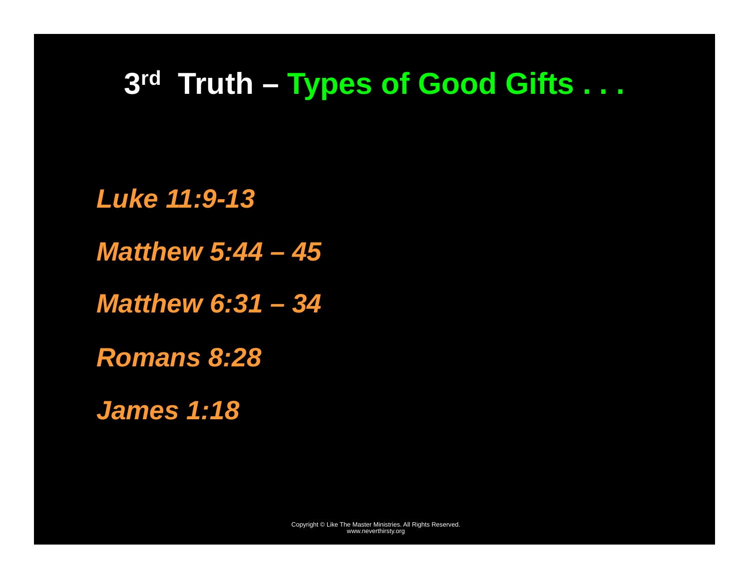# 3rd Truth – Types of Good Gifts . . .

*Luke 11:9-13*

*Matthew 5:44 – 45*

*Matthew 6:31 – 34*

*Romans 8:28*

*James 1:18*

Copyright © Like The Master Ministries. All Rights Reserved.
www.neverthirsty.org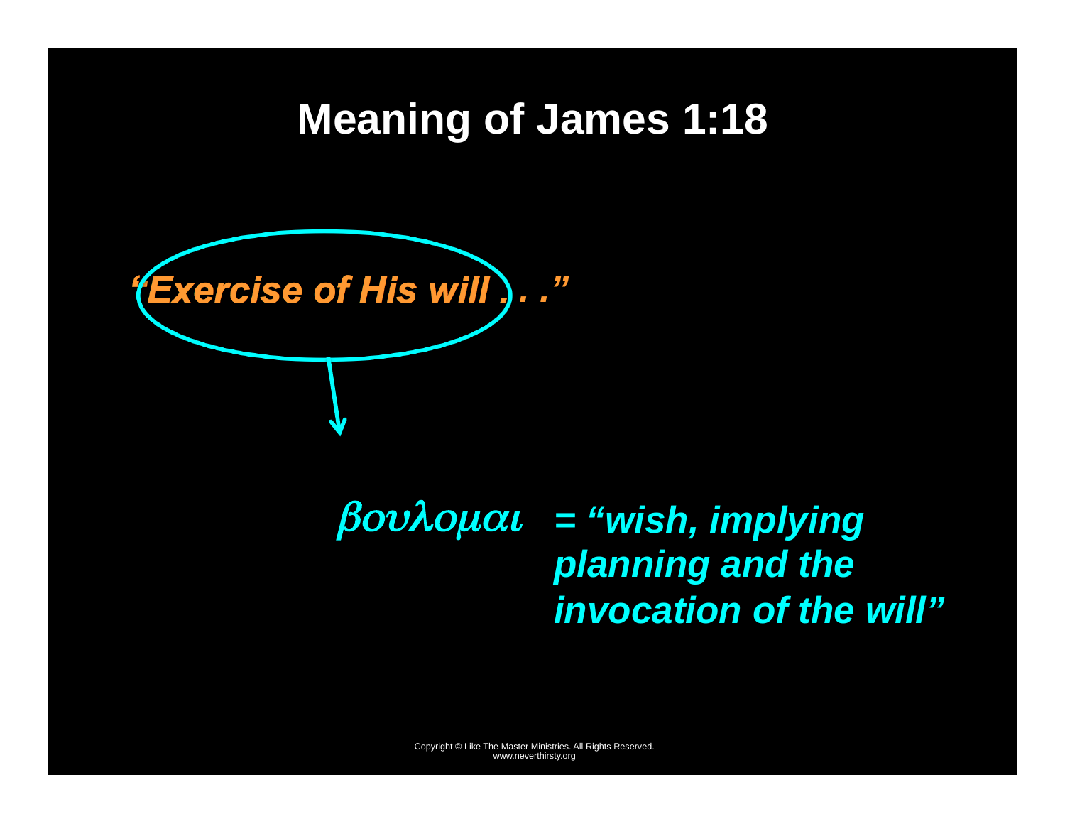# Meaning of James 1:18

*"Exercise of His will . . ."*

*βουλομαι* ***= "wish, implying planning and the invocation of the will"***

Copyright © Like The Master Ministries. All Rights Reserved.
www.neverthirsty.org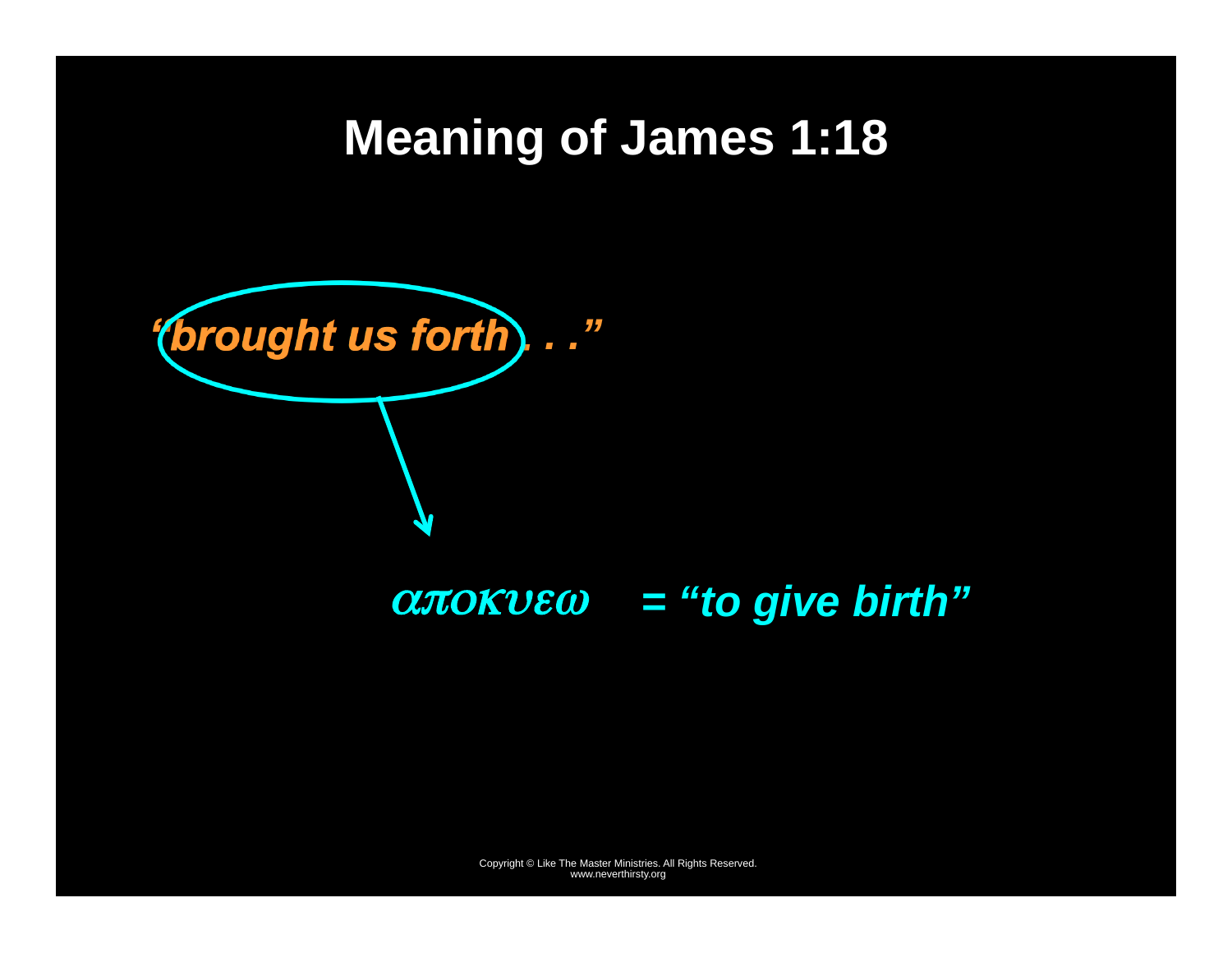# Meaning of James 1:18

*"brought us forth . . ."*

*αποκυεω = "to give birth"*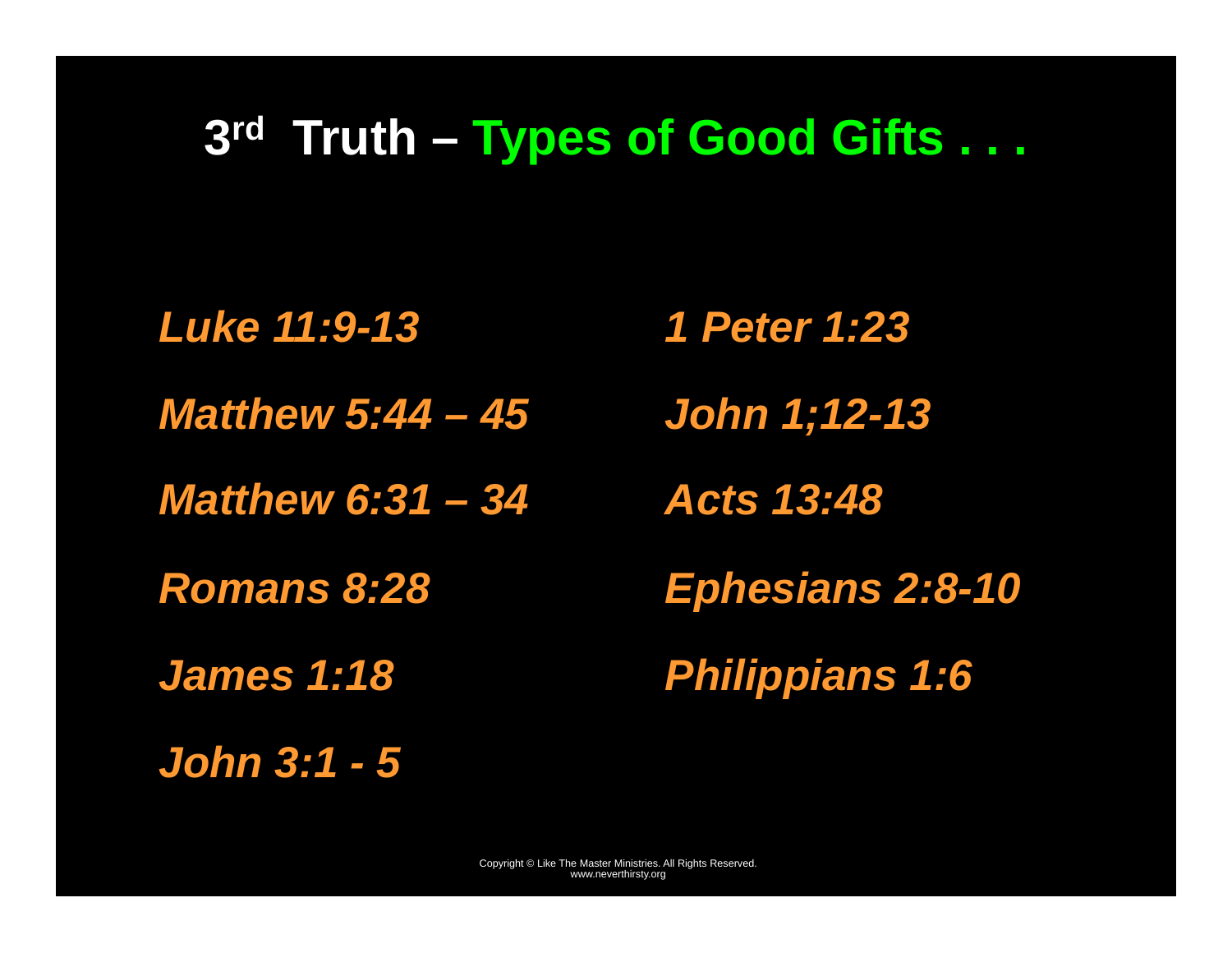# 3rd Truth – Types of Good Gifts . . .

*Luke 11:9-13*

*Matthew 5:44 – 45*

*Matthew 6:31 – 34*

*Romans 8:28*

*James 1:18*

*John 3:1 - 5*

*1 Peter 1:23*

*John 1;12-13*

*Acts 13:48*

*Ephesians 2:8-10*

*Philippians 1:6*

Copyright © Like The Master Ministries. All Rights Reserved.
www.neverthirsty.org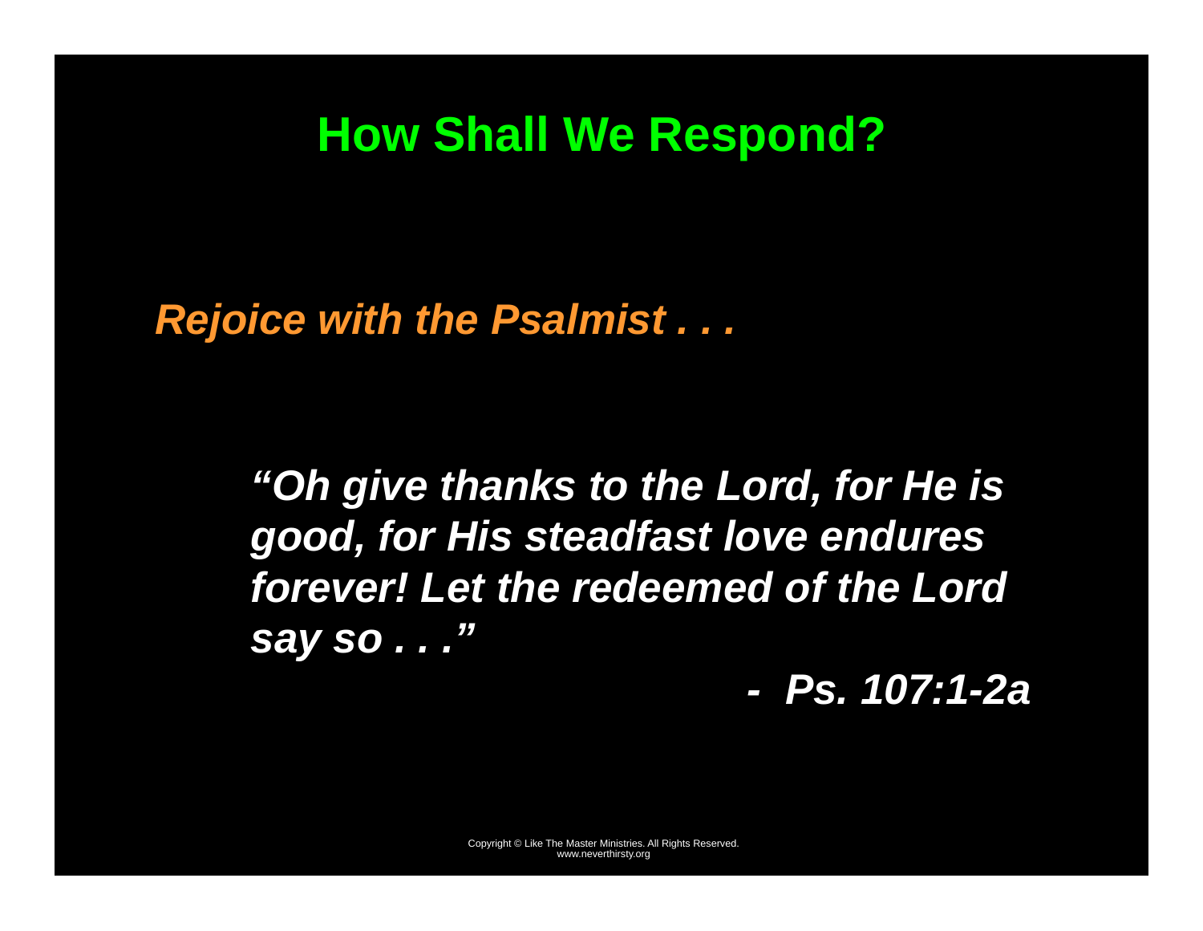# How Shall We Respond?

***Rejoice with the Psalmist . . .***

> ***"Oh give thanks to the Lord, for He is good, for His steadfast love endures forever! Let the redeemed of the Lord say so . . ."***
>
> ***- Ps. 107:1-2a***

Copyright © Like The Master Ministries. All Rights Reserved.
www.neverthirsty.org